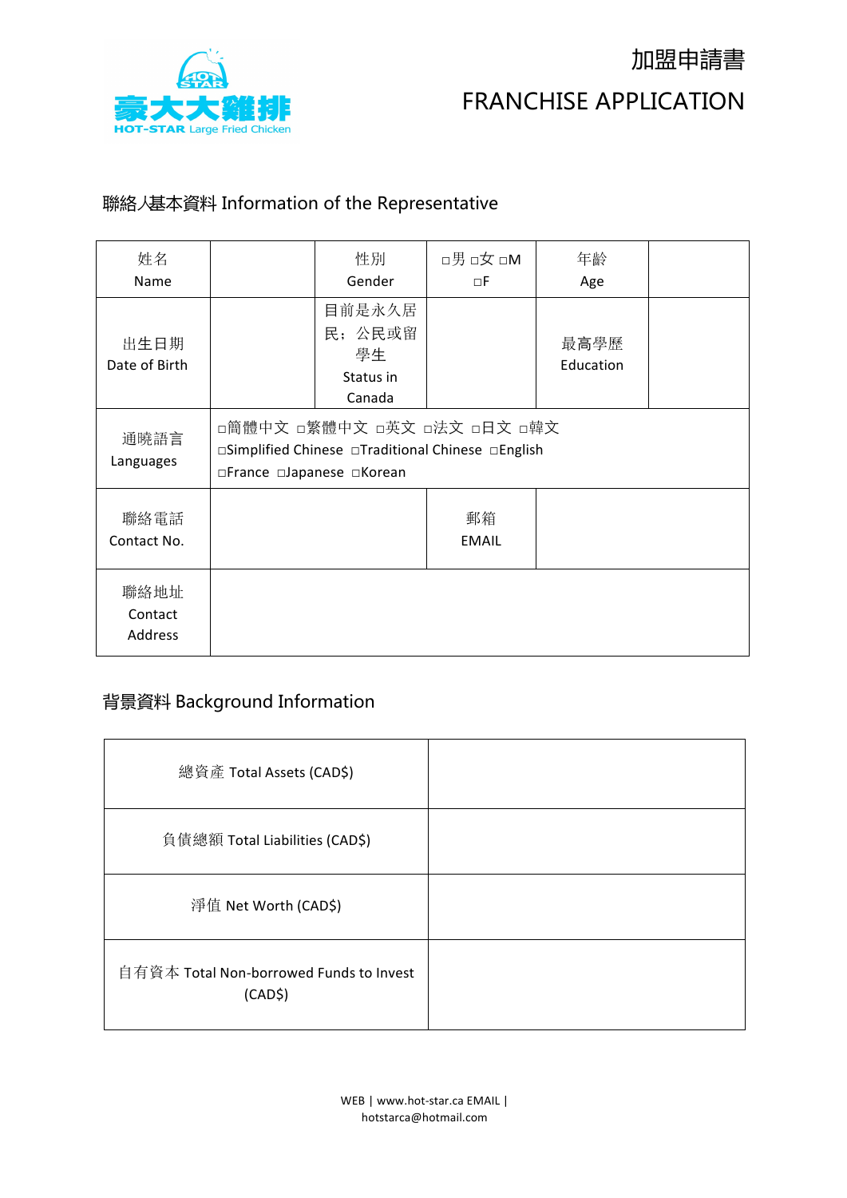# 加盟申請書

# FRANCHISE APPLICATION

## 聯絡人基本資料 Information of the Representative

| 姓名 Name | | 性別 Gender | □男 □女 □M □F | 年齡 Age | |
|---|---|---|---|---|---|
| 出生日期 Date of Birth | | 目前是永久居民；公民或留學生 Status in Canada | | 最高學歷 Education | |
| 通曉語言 Languages | □簡體中文 □繁體中文 □英文 □法文 □日文 □韓文 □Simplified Chinese □Traditional Chinese □English □France □Japanese □Korean | | | | |
| 聯絡電話 Contact No. | | | 郵箱 EMAIL | | |
| 聯絡地址 Contact Address | | | | | |

## 背景資料 Background Information

| 總資產 Total Assets (CAD$) | |
|---|---|
| 負債總額 Total Liabilities (CAD$) | |
| 淨值 Net Worth (CAD$) | |
| 自有資本 Total Non-borrowed Funds to Invest (CAD$) | |

WEB | www.hot-star.ca EMAIL | hotstarca@hotmail.com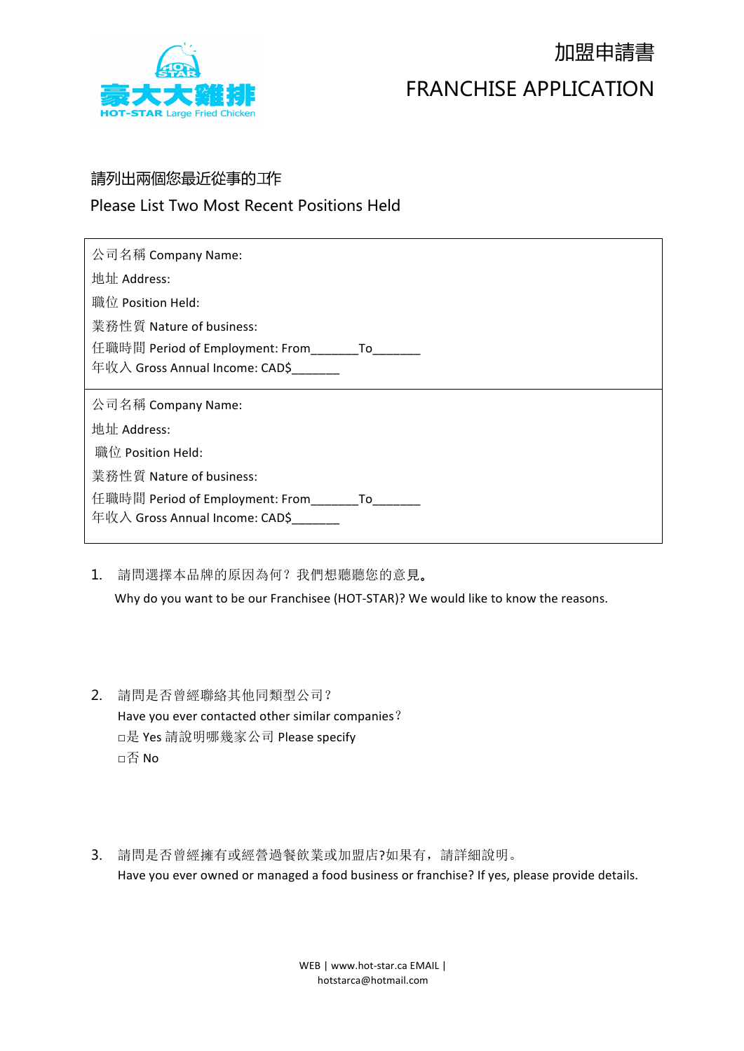加盟申請書

FRANCHISE APPLICATION

請列出兩個您最近從事的工作

Please List Two Most Recent Positions Held

| |
|---|
| 公司名稱 Company Name:<br>地址 Address:<br>職位 Position Held:<br>業務性質 Nature of business:<br>任職時間 Period of Employment: From_______To_______<br>年收入 Gross Annual Income: CAD$_______ |
| 公司名稱 Company Name:<br>地址 Address:<br>職位 Position Held:<br>業務性質 Nature of business:<br>任職時間 Period of Employment: From_______To_______<br>年收入 Gross Annual Income: CAD$_______ |

1. 請問選擇本品牌的原因為何？我們想聽聽您的意見。
   Why do you want to be our Franchisee (HOT-STAR)? We would like to know the reasons.

2. 請問是否曾經聯絡其他同類型公司？
   Have you ever contacted other similar companies？
   □是 Yes 請說明哪幾家公司 Please specify
   □否 No

3. 請問是否曾經擁有或經營過餐飲業或加盟店?如果有，請詳細說明。
   Have you ever owned or managed a food business or franchise? If yes, please provide details.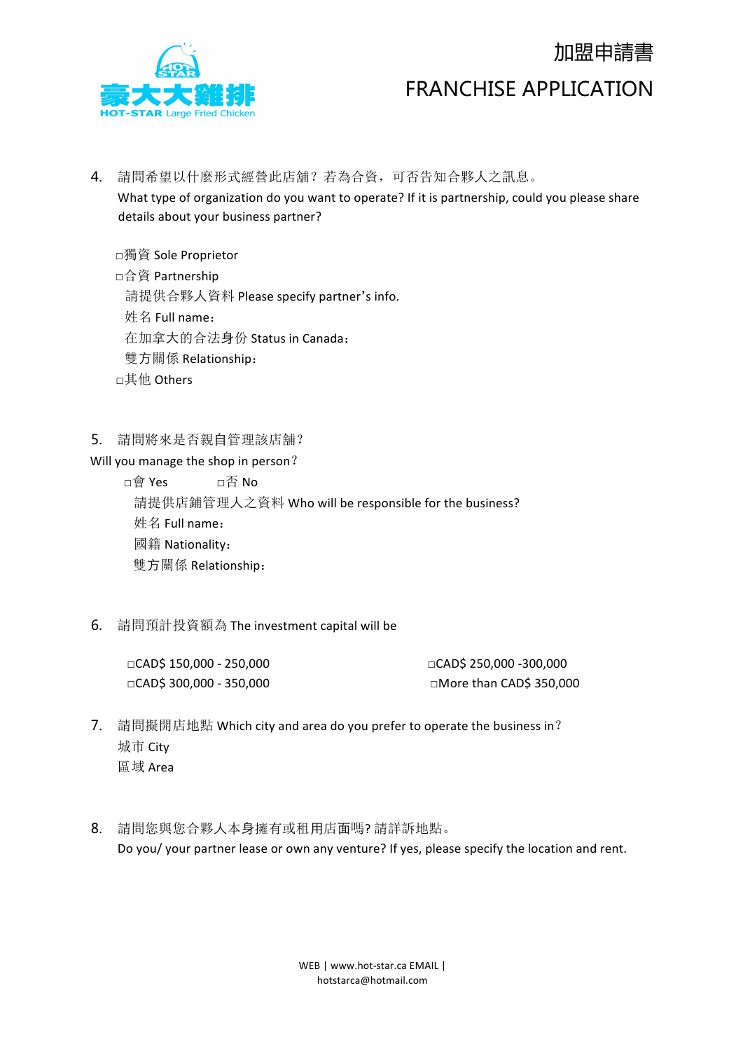4. 請問希望以什麼形式經營此店舖？若為合資，可否告知合夥人之訊息。
   What type of organization do you want to operate? If it is partnership, could you please share details about your business partner?

   □獨資 Sole Proprietor
   □合資 Partnership
   請提供合夥人資料 Please specify partner's info.
   姓名 Full name：
   在加拿大的合法身份 Status in Canada：
   雙方關係 Relationship：
   □其他 Others

5. 請問將來是否親自管理該店舖？
   Will you manage the shop in person？

   □會 Yes　　□否 No
   請提供店鋪管理人之資料 Who will be responsible for the business?
   姓名 Full name：
   國籍 Nationality：
   雙方關係 Relationship：

6. 請問預計投資額為 The investment capital will be

   □CAD$ 150,000 - 250,000
   □CAD$ 250,000 -300,000
   □CAD$ 300,000 - 350,000
   □More than CAD$ 350,000

7. 請問擬開店地點 Which city and area do you prefer to operate the business in？
   城市 City
   區域 Area

8. 請問您與您合夥人本身擁有或租用店面嗎? 請詳訴地點。
   Do you/ your partner lease or own any venture? If yes, please specify the location and rent.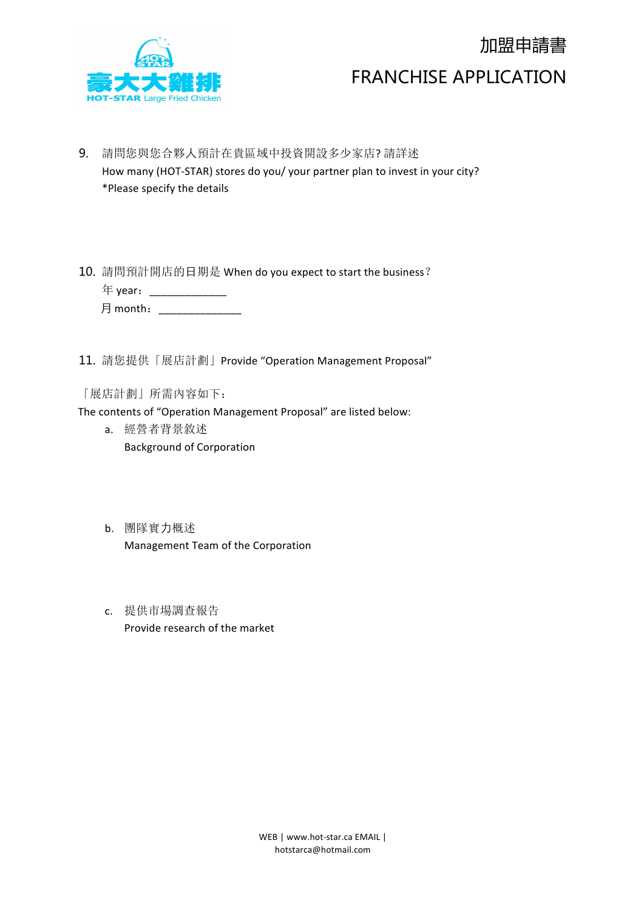9. 請問您與您合夥人預計在貴區域中投資開設多少家店? 請詳述
   How many (HOT-STAR) stores do you/ your partner plan to invest in your city?
   *Please specify the details

10. 請問預計開店的日期是 When do you expect to start the business？
    年 year：_____________
    月 month：______________

11. 請您提供「展店計劃」Provide "Operation Management Proposal"

「展店計劃」所需內容如下：
The contents of "Operation Management Proposal" are listed below:

a. 經營者背景敘述
   Background of Corporation

b. 團隊實力概述
   Management Team of the Corporation

c. 提供市場調查報告
   Provide research of the market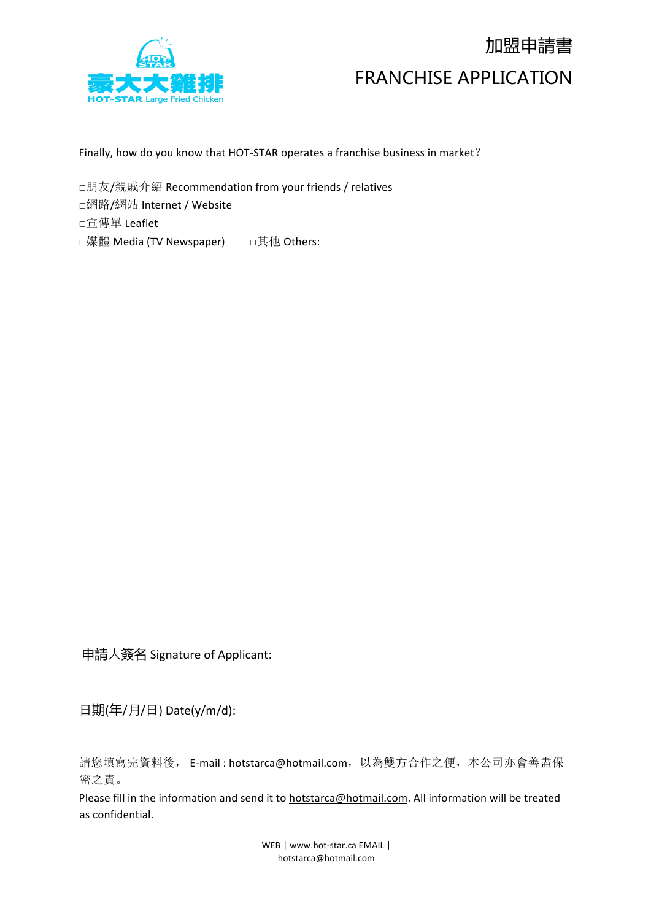# 加盟申請書
# FRANCHISE APPLICATION

Finally, how do you know that HOT-STAR operates a franchise business in market?

□朋友/親戚介紹 Recommendation from your friends / relatives
□網路/網站 Internet / Website
□宣傳單 Leaflet
□媒體 Media (TV Newspaper) □其他 Others:

申請人簽名 Signature of Applicant:

日期(年/月/日) Date(y/m/d):

請您填寫完資料後， E-mail : hotstarca@hotmail.com，以為雙方合作之便，本公司亦會善盡保密之責。

Please fill in the information and send it to hotstarca@hotmail.com. All information will be treated as confidential.

WEB | www.hot-star.ca EMAIL | hotstarca@hotmail.com